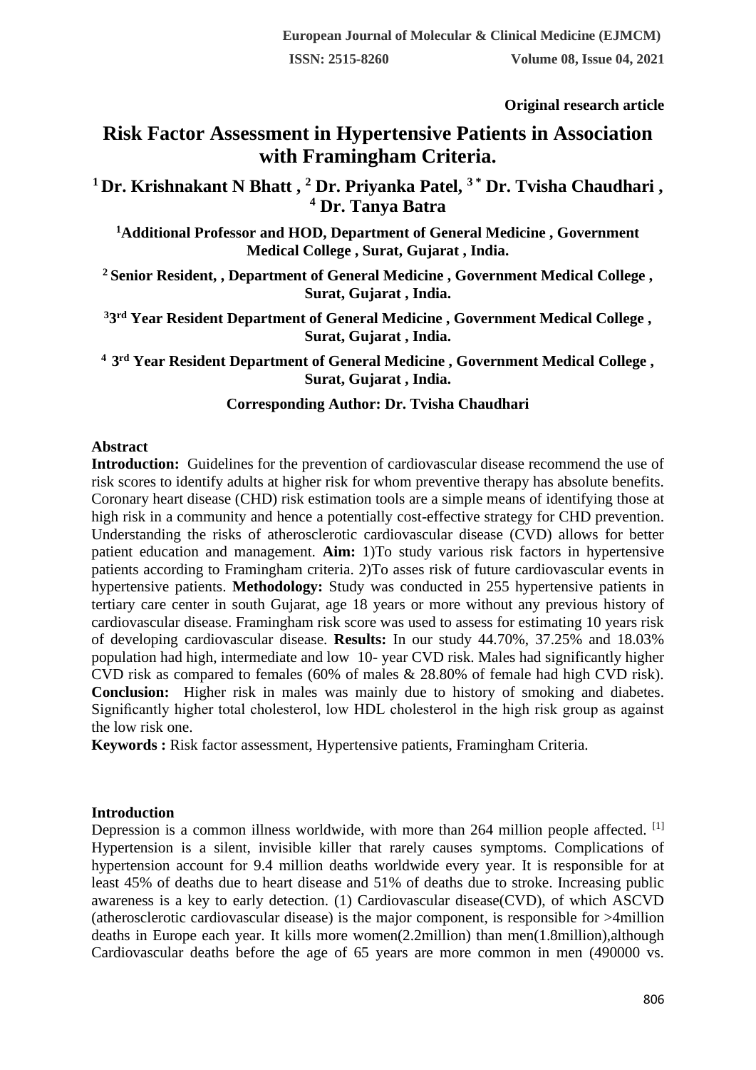**Original research article**

# Risk Factor Assessment in Hypertensive Patients in Association with Framingham Criteria.

**[1] Dr. Krishnakant N Bhatt , [2] Dr. Priyanka Patel, [3*] Dr. Tvisha Chaudhari , [4] Dr. Tanya Batra**

**[1]Additional Professor and HOD, Department of General Medicine , Government Medical College , Surat, Gujarat , India.**

**[2] Senior Resident, , Department of General Medicine , Government Medical College , Surat, Gujarat , India.**

**[3]3rd Year Resident Department of General Medicine , Government Medical College , Surat, Gujarat , India.**

**[4] 3rd Year Resident Department of General Medicine , Government Medical College , Surat, Gujarat , India.**

**Corresponding Author: Dr. Tvisha Chaudhari**

## Abstract

**Introduction:** Guidelines for the prevention of cardiovascular disease recommend the use of risk scores to identify adults at higher risk for whom preventive therapy has absolute benefits. Coronary heart disease (CHD) risk estimation tools are a simple means of identifying those at high risk in a community and hence a potentially cost-effective strategy for CHD prevention. Understanding the risks of atherosclerotic cardiovascular disease (CVD) allows for better patient education and management. **Aim:** 1)To study various risk factors in hypertensive patients according to Framingham criteria. 2)To asses risk of future cardiovascular events in hypertensive patients. **Methodology:** Study was conducted in 255 hypertensive patients in tertiary care center in south Gujarat, age 18 years or more without any previous history of cardiovascular disease. Framingham risk score was used to assess for estimating 10 years risk of developing cardiovascular disease. **Results:** In our study 44.70%, 37.25% and 18.03% population had high, intermediate and low 10- year CVD risk. Males had significantly higher CVD risk as compared to females (60% of males & 28.80% of female had high CVD risk). **Conclusion:** Higher risk in males was mainly due to history of smoking and diabetes. Significantly higher total cholesterol, low HDL cholesterol in the high risk group as against the low risk one.

**Keywords :** Risk factor assessment, Hypertensive patients, Framingham Criteria.

## Introduction

Depression is a common illness worldwide, with more than 264 million people affected. [1] Hypertension is a silent, invisible killer that rarely causes symptoms. Complications of hypertension account for 9.4 million deaths worldwide every year. It is responsible for at least 45% of deaths due to heart disease and 51% of deaths due to stroke. Increasing public awareness is a key to early detection. (1) Cardiovascular disease(CVD), of which ASCVD (atherosclerotic cardiovascular disease) is the major component, is responsible for >4million deaths in Europe each year. It kills more women(2.2million) than men(1.8million),although Cardiovascular deaths before the age of 65 years are more common in men (490000 vs.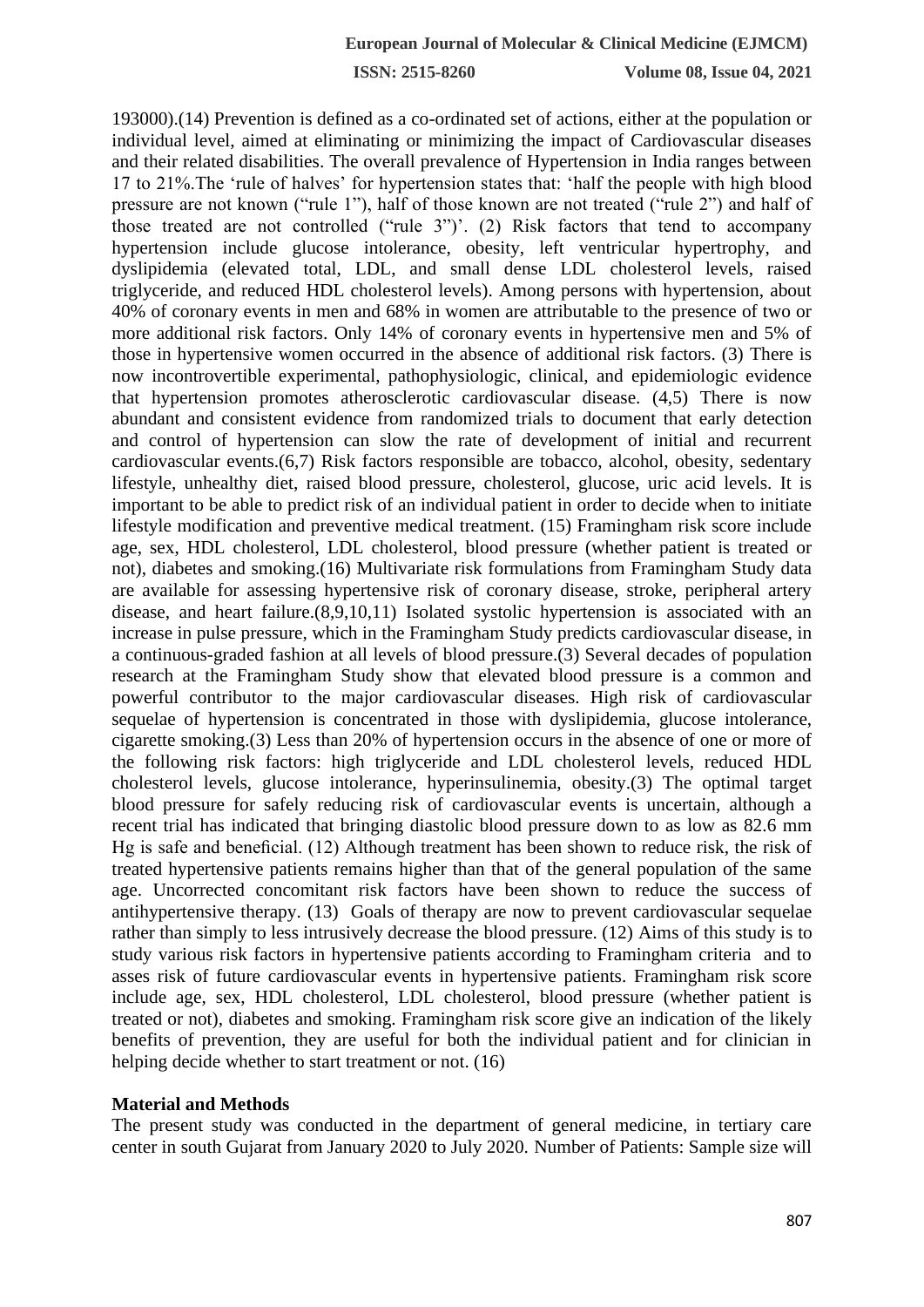193000).(14) Prevention is defined as a co-ordinated set of actions, either at the population or individual level, aimed at eliminating or minimizing the impact of Cardiovascular diseases and their related disabilities. The overall prevalence of Hypertension in India ranges between 17 to 21%.The 'rule of halves' for hypertension states that: 'half the people with high blood pressure are not known ("rule 1"), half of those known are not treated ("rule 2") and half of those treated are not controlled ("rule 3")'. (2) Risk factors that tend to accompany hypertension include glucose intolerance, obesity, left ventricular hypertrophy, and dyslipidemia (elevated total, LDL, and small dense LDL cholesterol levels, raised triglyceride, and reduced HDL cholesterol levels). Among persons with hypertension, about 40% of coronary events in men and 68% in women are attributable to the presence of two or more additional risk factors. Only 14% of coronary events in hypertensive men and 5% of those in hypertensive women occurred in the absence of additional risk factors. (3) There is now incontrovertible experimental, pathophysiologic, clinical, and epidemiologic evidence that hypertension promotes atherosclerotic cardiovascular disease. (4,5) There is now abundant and consistent evidence from randomized trials to document that early detection and control of hypertension can slow the rate of development of initial and recurrent cardiovascular events.(6,7) Risk factors responsible are tobacco, alcohol, obesity, sedentary lifestyle, unhealthy diet, raised blood pressure, cholesterol, glucose, uric acid levels. It is important to be able to predict risk of an individual patient in order to decide when to initiate lifestyle modification and preventive medical treatment. (15) Framingham risk score include age, sex, HDL cholesterol, LDL cholesterol, blood pressure (whether patient is treated or not), diabetes and smoking.(16) Multivariate risk formulations from Framingham Study data are available for assessing hypertensive risk of coronary disease, stroke, peripheral artery disease, and heart failure.(8,9,10,11) Isolated systolic hypertension is associated with an increase in pulse pressure, which in the Framingham Study predicts cardiovascular disease, in a continuous-graded fashion at all levels of blood pressure.(3) Several decades of population research at the Framingham Study show that elevated blood pressure is a common and powerful contributor to the major cardiovascular diseases. High risk of cardiovascular sequelae of hypertension is concentrated in those with dyslipidemia, glucose intolerance, cigarette smoking.(3) Less than 20% of hypertension occurs in the absence of one or more of the following risk factors: high triglyceride and LDL cholesterol levels, reduced HDL cholesterol levels, glucose intolerance, hyperinsulinemia, obesity.(3) The optimal target blood pressure for safely reducing risk of cardiovascular events is uncertain, although a recent trial has indicated that bringing diastolic blood pressure down to as low as 82.6 mm Hg is safe and beneficial. (12) Although treatment has been shown to reduce risk, the risk of treated hypertensive patients remains higher than that of the general population of the same age. Uncorrected concomitant risk factors have been shown to reduce the success of antihypertensive therapy. (13) Goals of therapy are now to prevent cardiovascular sequelae rather than simply to less intrusively decrease the blood pressure. (12) Aims of this study is to study various risk factors in hypertensive patients according to Framingham criteria and to asses risk of future cardiovascular events in hypertensive patients. Framingham risk score include age, sex, HDL cholesterol, LDL cholesterol, blood pressure (whether patient is treated or not), diabetes and smoking. Framingham risk score give an indication of the likely benefits of prevention, they are useful for both the individual patient and for clinician in helping decide whether to start treatment or not. (16)

## Material and Methods

The present study was conducted in the department of general medicine, in tertiary care center in south Gujarat from January 2020 to July 2020. Number of Patients: Sample size will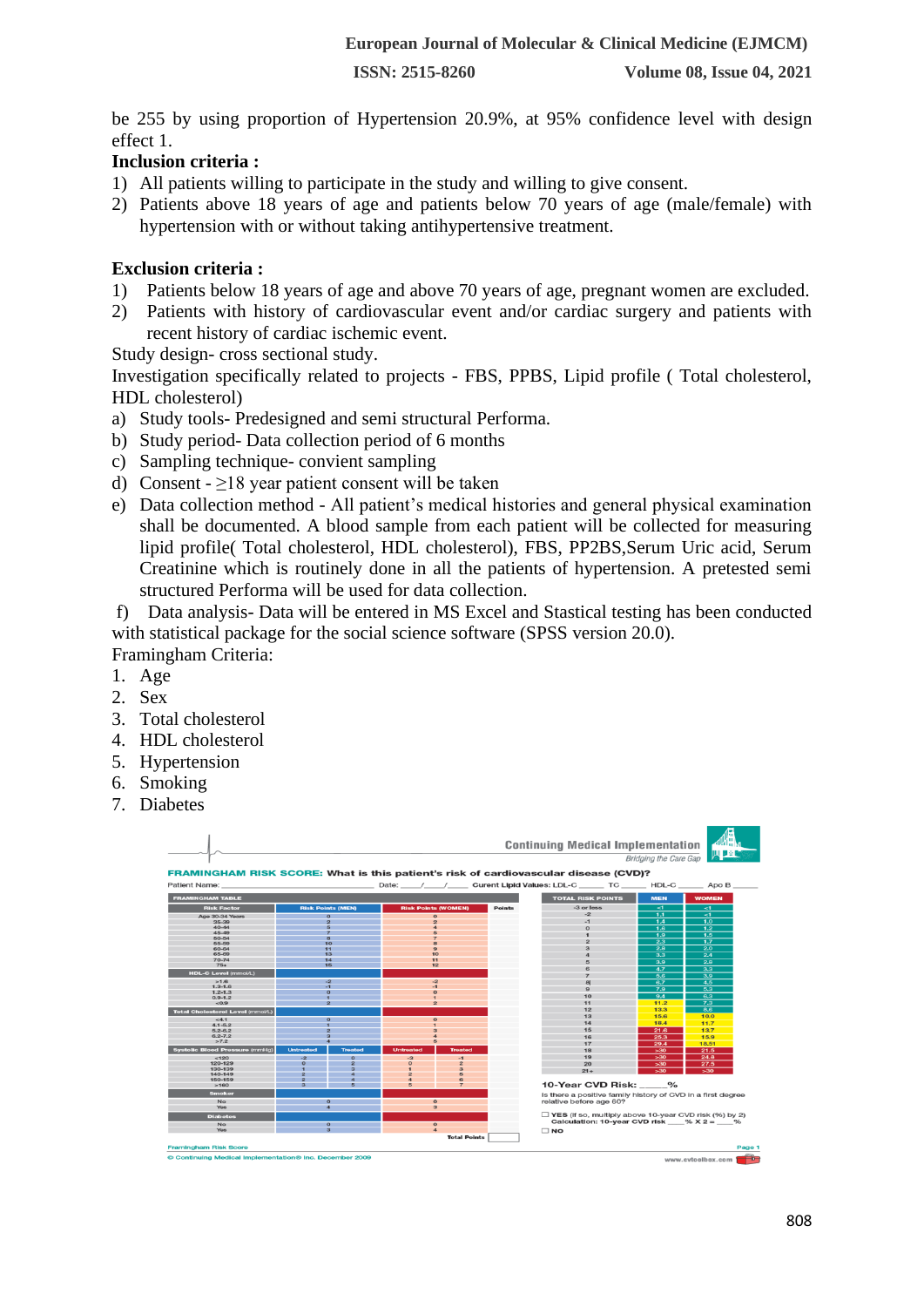be 255 by using proportion of Hypertension 20.9%, at 95% confidence level with design effect 1.

**Inclusion criteria :**

1) All patients willing to participate in the study and willing to give consent.
2) Patients above 18 years of age and patients below 70 years of age (male/female) with hypertension with or without taking antihypertensive treatment.

**Exclusion criteria :**

1) Patients below 18 years of age and above 70 years of age, pregnant women are excluded.
2) Patients with history of cardiovascular event and/or cardiac surgery and patients with recent history of cardiac ischemic event.

Study design- cross sectional study.

Investigation specifically related to projects - FBS, PPBS, Lipid profile ( Total cholesterol, HDL cholesterol)

a) Study tools- Predesigned and semi structural Performa.
b) Study period- Data collection period of 6 months
c) Sampling technique- convient sampling
d) Consent - ≥18 year patient consent will be taken
e) Data collection method - All patient's medical histories and general physical examination shall be documented. A blood sample from each patient will be collected for measuring lipid profile( Total cholesterol, HDL cholesterol), FBS, PP2BS,Serum Uric acid, Serum Creatinine which is routinely done in all the patients of hypertension. A pretested semi structured Performa will be used for data collection.

f) Data analysis- Data will be entered in MS Excel and Stastical testing has been conducted with statistical package for the social science software (SPSS version 20.0).

Framingham Criteria:

1. Age
2. Sex
3. Total cholesterol
4. HDL cholesterol
5. Hypertension
6. Smoking
7. Diabetes

Continuing Medical Implementation — *Bridging the Care Gap*

**FRAMINGHAM RISK SCORE: What is this patient's risk of cardiovascular disease (CVD)?**

Patient Name: ____________ Date: __/__/__ Current Lipid Values: LDL-C _____ TC _____ HDL-C _____ Apo B _____

**FRAMINGHAM TABLE**

| Risk Factor | Risk Points (MEN) | | Risk Points (WOMEN) | | Points |
|---|---|---|---|---|---|
| **Age** | | | | | |
| 30-34 Years | 0 | | 0 | | |
| 35-39 | 2 | | 2 | | |
| 40-44 | 5 | | 4 | | |
| 45-49 | 7 | | 5 | | |
| 50-54 | 8 | | 7 | | |
| 55-59 | 10 | | 8 | | |
| 60-64 | 11 | | 9 | | |
| 65-69 | 12 | | 10 | | |
| 70-74 | 14 | | 11 | | |
| 75+ | 15 | | 12 | | |
| **HDL-C Level (mmol/L)** | | | | | |
| >1.6 | -2 | | -2 | | |
| 1.3-1.6 | -1 | | -1 | | |
| 1.2-1.3 | 0 | | 0 | | |
| 0.9-1.2 | 1 | | 1 | | |
| <0.9 | 2 | | 2 | | |
| **Total Cholesterol Level (mmol/L)** | | | | | |
| <4.1 | 0 | | 0 | | |
| 4.1-5.2 | 1 | | 1 | | |
| 5.2-6.2 | 2 | | 3 | | |
| 6.2-7.2 | 3 | | 4 | | |
| >7.2 | 4 | | 5 | | |
| **Systolic Blood Pressure (mmHg)** | Untreated | Treated | Untreated | Treated | |
| <120 | -2 | 0 | -3 | -1 | |
| 120-129 | 0 | 2 | 0 | 2 | |
| 130-139 | 1 | 3 | 1 | 3 | |
| 140-149 | 2 | 4 | 2 | 5 | |
| 150-159 | 2 | 4 | 4 | 6 | |
| >160 | 3 | 5 | 5 | 7 | |
| **Smoker** | | | | | |
| No | 0 | | 0 | | |
| Yes | 4 | | 3 | | |
| **Diabetes** | | | | | |
| No | 0 | | 0 | | |
| Yes | 3 | | 4 | | |
| | | | | Total Points | |

| TOTAL RISK POINTS | MEN | WOMEN |
|---|---|---|
| -3 or less | <1 | <1 |
| -2 | 1.1 | <1 |
| -1 | 1.4 | 1.0 |
| 0 | 1.6 | 1.2 |
| 1 | 1.9 | 1.5 |
| 2 | 2.3 | 1.7 |
| 3 | 2.8 | 2.0 |
| 4 | 3.3 | 2.4 |
| 5 | 3.9 | 2.8 |
| 6 | 4.7 | 3.3 |
| 7 | 5.6 | 3.9 |
| 8 | 6.7 | 4.5 |
| 9 | 7.9 | 5.3 |
| 10 | 9.4 | 6.3 |
| 11 | 11.2 | 7.3 |
| 12 | 13.3 | 8.6 |
| 13 | 15.6 | 10.0 |
| 14 | 18.4 | 11.7 |
| 15 | 21.6 | 13.7 |
| 16 | 25.3 | 15.9 |
| 17 | 29.4 | 18.51 |
| 18 | >30 | 21.5 |
| 19 | >30 | 24.8 |
| 20 | >30 | 27.5 |
| 21+ | >30 | >30 |

**10-Year CVD Risk:** _____%

Is there a positive family history of CVD in a first degree relative before age 60?

☐ **YES** (If so, multiply above 10-year CVD risk (%) by 2) Calculation: 10-year CVD risk ___% X 2 = ___%

☐ **NO**

Framingham Risk Score

© Continuing Medical Implementation® Inc. December 2009 — www.cvtoolbox.com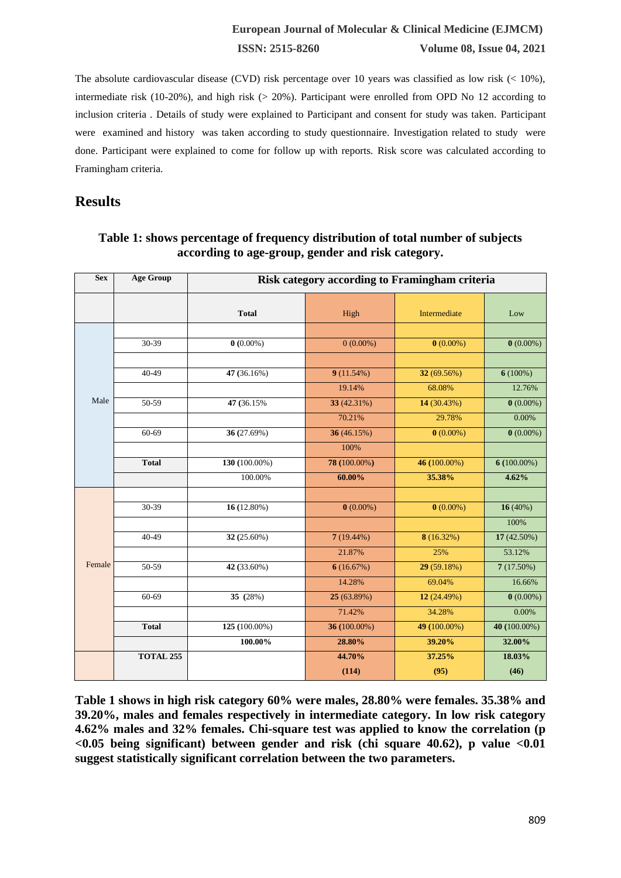The absolute cardiovascular disease (CVD) risk percentage over 10 years was classified as low risk (< 10%), intermediate risk (10-20%), and high risk (> 20%). Participant were enrolled from OPD No 12 according to inclusion criteria . Details of study were explained to Participant and consent for study was taken. Participant were examined and history was taken according to study questionnaire. Investigation related to study were done. Participant were explained to come for follow up with reports. Risk score was calculated according to Framingham criteria.

## Results

**Table 1: shows percentage of frequency distribution of total number of subjects according to age-group, gender and risk category.**

| Sex | Age Group | Risk category according to Framingham criteria | | | |
|---|---|---|---|---|---|
| | | **Total** | High | Intermediate | Low |
| | | | | | |
| Male | 30-39 | **0** (0.00%) | 0 (0.00%) | **0** (0.00%) | **0** (0.00%) |
| | | | | | |
| | 40-49 | **47** (36.16%) | **9** (11.54%) | **32** (69.56%) | **6** (100%) |
| | | | 19.14% | 68.08% | 12.76% |
| | 50-59 | **47** (36.15% | **33** (42.31%) | **14** (30.43%) | **0** (0.00%) |
| | | | 70.21% | 29.78% | 0.00% |
| | 60-69 | **36** (27.69%) | **36** (46.15%) | **0** (0.00%) | **0** (0.00%) |
| | | | 100% | | |
| | **Total** | **130** (100.00%) | **78** (100.00%) | **46** (100.00%) | **6** (100.00%) |
| | | 100.00% | **60.00%** | **35.38%** | **4.62%** |
| | | | | | |
| Female | 30-39 | **16** (12.80%) | **0** (0.00%) | **0** (0.00%) | **16** (40%) |
| | | | | | 100% |
| | 40-49 | **32** (25.60%) | **7** (19.44%) | **8** (16.32%) | **17** (42.50%) |
| | | | 21.87% | 25% | 53.12% |
| | 50-59 | **42** (33.60%) | **6** (16.67%) | **29** (59.18%) | **7** (17.50%) |
| | | | 14.28% | 69.04% | 16.66% |
| | 60-69 | **35** (28%) | **25** (63.89%) | **12** (24.49%) | **0** (0.00%) |
| | | | 71.42% | 34.28% | 0.00% |
| | **Total** | **125** (100.00%) | **36** (100.00%) | **49** (100.00%) | **40** (100.00%) |
| | | **100.00%** | **28.80%** | **39.20%** | **32.00%** |
| | **TOTAL 255** | | **44.70% (114)** | **37.25% (95)** | **18.03% (46)** |

**Table 1 shows in high risk category 60% were males, 28.80% were females. 35.38% and 39.20%, males and females respectively in intermediate category. In low risk category 4.62% males and 32% females. Chi-square test was applied to know the correlation (p <0.05 being significant) between gender and risk (chi square 40.62), p value <0.01 suggest statistically significant correlation between the two parameters.**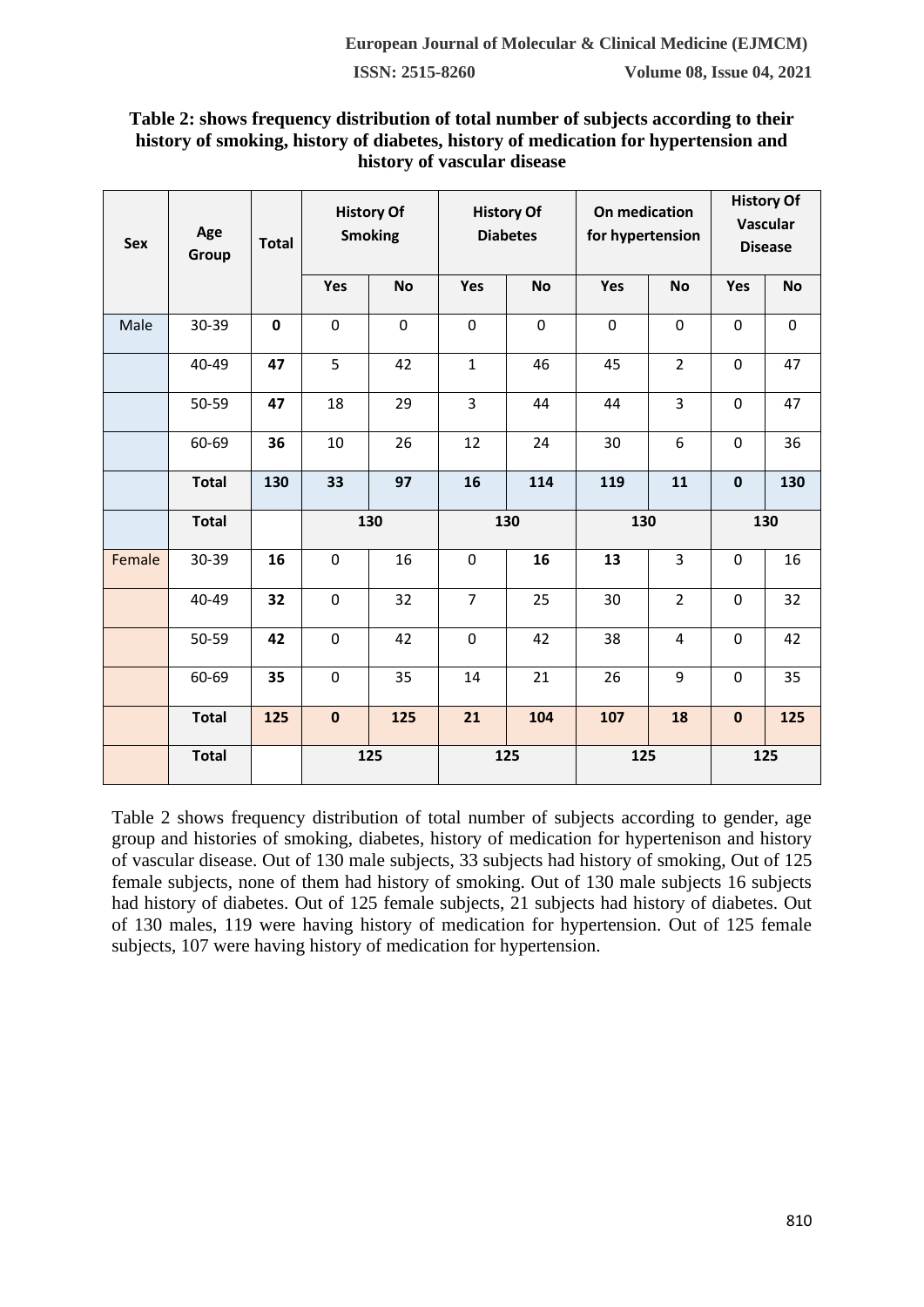**Table 2: shows frequency distribution of total number of subjects according to their history of smoking, history of diabetes, history of medication for hypertension and history of vascular disease**

| Sex | Age Group | Total | History Of Smoking | | History Of Diabetes | | On medication for hypertension | | History Of Vascular Disease | |
|---|---|---|---|---|---|---|---|---|---|---|
| | | | Yes | No | Yes | No | Yes | No | Yes | No |
| Male | 30-39 | **0** | 0 | 0 | 0 | 0 | 0 | 0 | 0 | 0 |
| | 40-49 | **47** | 5 | 42 | 1 | 46 | 45 | 2 | 0 | 47 |
| | 50-59 | **47** | 18 | 29 | 3 | 44 | 44 | 3 | 0 | 47 |
| | 60-69 | **36** | 10 | 26 | 12 | 24 | 30 | 6 | 0 | 36 |
| | **Total** | **130** | **33** | **97** | **16** | **114** | **119** | **11** | **0** | **130** |
| | **Total** | | 130 | | 130 | | 130 | | 130 | |
| Female | 30-39 | **16** | 0 | 16 | 0 | **16** | **13** | 3 | 0 | 16 |
| | 40-49 | **32** | 0 | 32 | 7 | 25 | 30 | 2 | 0 | 32 |
| | 50-59 | **42** | 0 | 42 | 0 | 42 | 38 | 4 | 0 | 42 |
| | 60-69 | **35** | 0 | 35 | 14 | 21 | 26 | 9 | 0 | 35 |
| | **Total** | **125** | **0** | **125** | **21** | **104** | **107** | **18** | **0** | **125** |
| | **Total** | | 125 | | 125 | | 125 | | 125 | |

Table 2 shows frequency distribution of total number of subjects according to gender, age group and histories of smoking, diabetes, history of medication for hypertenison and history of vascular disease. Out of 130 male subjects, 33 subjects had history of smoking, Out of 125 female subjects, none of them had history of smoking. Out of 130 male subjects 16 subjects had history of diabetes. Out of 125 female subjects, 21 subjects had history of diabetes. Out of 130 males, 119 were having history of medication for hypertension. Out of 125 female subjects, 107 were having history of medication for hypertension.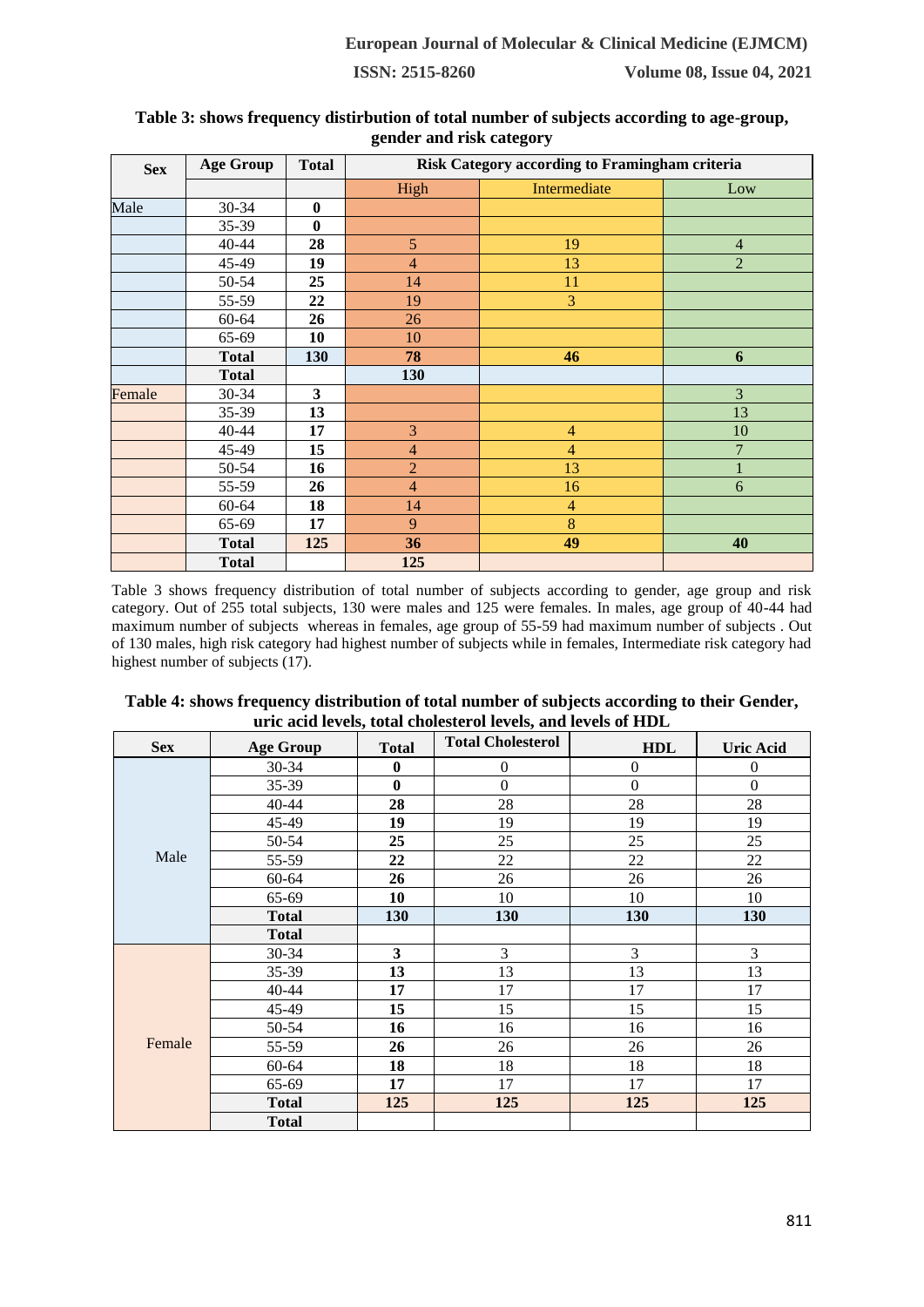**Table 3: shows frequency distirbution of total number of subjects according to age-group, gender and risk category**

| Sex | Age Group | Total | Risk Category according to Framingham criteria | | |
|---|---|---|---|---|---|
| | | | High | Intermediate | Low |
| Male | 30-34 | **0** | | | |
| | 35-39 | **0** | | | |
| | 40-44 | **28** | 5 | 19 | 4 |
| | 45-49 | **19** | 4 | 13 | 2 |
| | 50-54 | **25** | 14 | 11 | |
| | 55-59 | **22** | 19 | 3 | |
| | 60-64 | **26** | 26 | | |
| | 65-69 | **10** | 10 | | |
| | **Total** | **130** | **78** | **46** | **6** |
| | **Total** | | **130** | | |
| Female | 30-34 | **3** | | | 3 |
| | 35-39 | **13** | | | 13 |
| | 40-44 | **17** | 3 | 4 | 10 |
| | 45-49 | **15** | 4 | 4 | 7 |
| | 50-54 | **16** | 2 | 13 | 1 |
| | 55-59 | **26** | 4 | 16 | 6 |
| | 60-64 | **18** | 14 | 4 | |
| | 65-69 | **17** | 9 | 8 | |
| | **Total** | **125** | **36** | **49** | **40** |
| | **Total** | | **125** | | |

Table 3 shows frequency distribution of total number of subjects according to gender, age group and risk category. Out of 255 total subjects, 130 were males and 125 were females. In males, age group of 40-44 had maximum number of subjects whereas in females, age group of 55-59 had maximum number of subjects . Out of 130 males, high risk category had highest number of subjects while in females, Intermediate risk category had highest number of subjects (17).

**Table 4: shows frequency distribution of total number of subjects according to their Gender, uric acid levels, total cholesterol levels, and levels of HDL**

| Sex | Age Group | Total | Total Cholesterol | HDL | Uric Acid |
|---|---|---|---|---|---|
| Male | 30-34 | **0** | 0 | 0 | 0 |
| | 35-39 | **0** | 0 | 0 | 0 |
| | 40-44 | **28** | 28 | 28 | 28 |
| | 45-49 | **19** | 19 | 19 | 19 |
| | 50-54 | **25** | 25 | 25 | 25 |
| | 55-59 | **22** | 22 | 22 | 22 |
| | 60-64 | **26** | 26 | 26 | 26 |
| | 65-69 | **10** | 10 | 10 | 10 |
| | **Total** | **130** | **130** | **130** | **130** |
| | **Total** | | | | |
| Female | 30-34 | **3** | 3 | 3 | 3 |
| | 35-39 | **13** | 13 | 13 | 13 |
| | 40-44 | **17** | 17 | 17 | 17 |
| | 45-49 | **15** | 15 | 15 | 15 |
| | 50-54 | **16** | 16 | 16 | 16 |
| | 55-59 | **26** | 26 | 26 | 26 |
| | 60-64 | **18** | 18 | 18 | 18 |
| | 65-69 | **17** | 17 | 17 | 17 |
| | **Total** | **125** | **125** | **125** | **125** |
| | **Total** | | | | |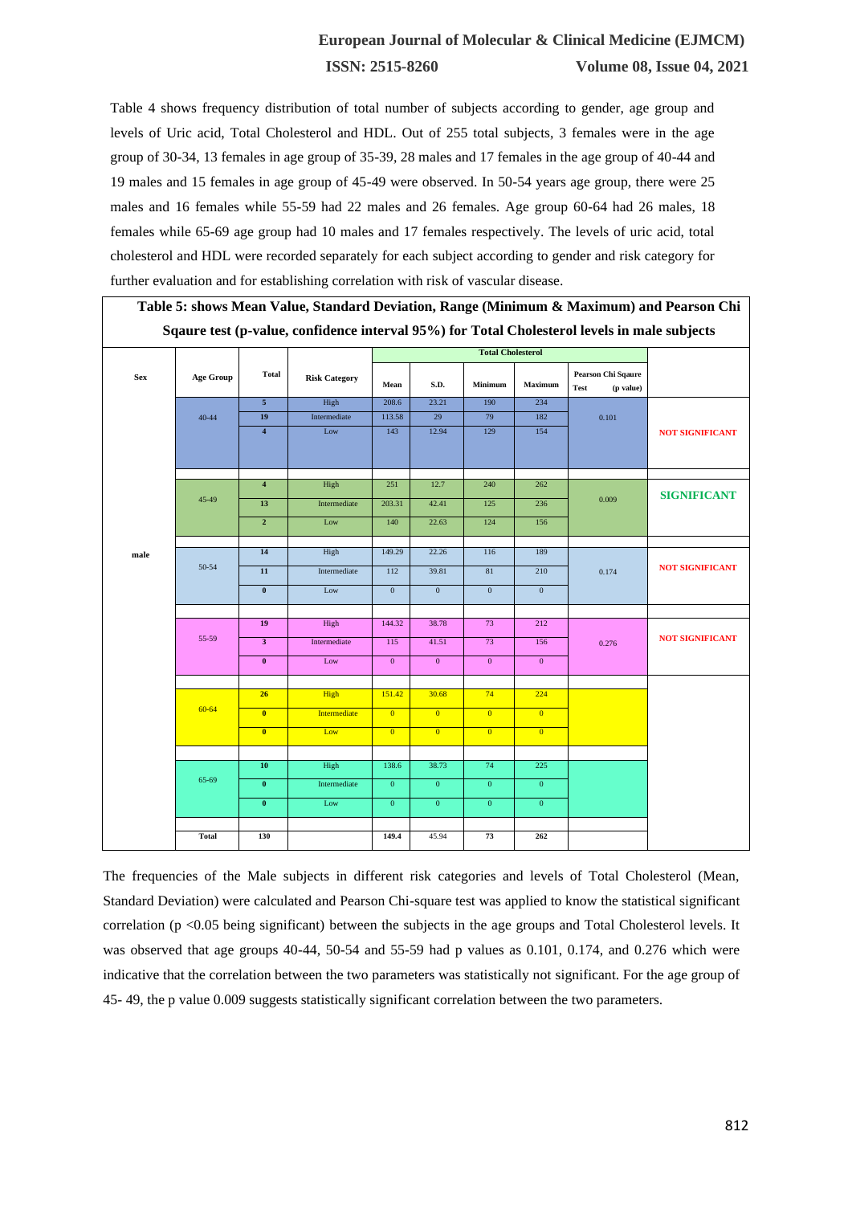Table 4 shows frequency distribution of total number of subjects according to gender, age group and levels of Uric acid, Total Cholesterol and HDL. Out of 255 total subjects, 3 females were in the age group of 30-34, 13 females in age group of 35-39, 28 males and 17 females in the age group of 40-44 and 19 males and 15 females in age group of 45-49 were observed. In 50-54 years age group, there were 25 males and 16 females while 55-59 had 22 males and 26 females. Age group 60-64 had 26 males, 18 females while 65-69 age group had 10 males and 17 females respectively. The levels of uric acid, total cholesterol and HDL were recorded separately for each subject according to gender and risk category for further evaluation and for establishing correlation with risk of vascular disease.

**Table 5: shows Mean Value, Standard Deviation, Range (Minimum & Maximum) and Pearson Chi Sqaure test (p-value, confidence interval 95%) for Total Cholesterol levels in male subjects**

| Sex | Age Group | Total | Risk Category | Total Cholesterol | | | | | |
|---|---|---|---|---|---|---|---|---|---|
| | | | | Mean | S.D. | Minimum | Maximum | Pearson Chi Sqaure Test (p value) | |
| male | 40-44 | 5 | High | 208.6 | 23.21 | 190 | 234 | 0.101 | NOT SIGNIFICANT |
| | | 19 | Intermediate | 113.58 | 29 | 79 | 182 | | |
| | | 4 | Low | 143 | 12.94 | 129 | 154 | | |
| | 45-49 | 4 | High | 251 | 12.7 | 240 | 262 | 0.009 | SIGNIFICANT |
| | | 13 | Intermediate | 203.31 | 42.41 | 125 | 236 | | |
| | | 2 | Low | 140 | 22.63 | 124 | 156 | | |
| | 50-54 | 14 | High | 149.29 | 22.26 | 116 | 189 | 0.174 | NOT SIGNIFICANT |
| | | 11 | Intermediate | 112 | 39.81 | 81 | 210 | | |
| | | 0 | Low | 0 | 0 | 0 | 0 | | |
| | 55-59 | 19 | High | 144.32 | 38.78 | 73 | 212 | 0.276 | NOT SIGNIFICANT |
| | | 3 | Intermediate | 115 | 41.51 | 73 | 156 | | |
| | | 0 | Low | 0 | 0 | 0 | 0 | | |
| | 60-64 | 26 | High | 151.42 | 30.68 | 74 | 224 | | |
| | | 0 | Intermediate | 0 | 0 | 0 | 0 | | |
| | | 0 | Low | 0 | 0 | 0 | 0 | | |
| | 65-69 | 10 | High | 138.6 | 38.73 | 74 | 225 | | |
| | | 0 | Intermediate | 0 | 0 | 0 | 0 | | |
| | | 0 | Low | 0 | 0 | 0 | 0 | | |
| | Total | 130 | | 149.4 | 45.94 | 73 | 262 | | |

The frequencies of the Male subjects in different risk categories and levels of Total Cholesterol (Mean, Standard Deviation) were calculated and Pearson Chi-square test was applied to know the statistical significant correlation ($p < 0.05$ being significant) between the subjects in the age groups and Total Cholesterol levels. It was observed that age groups 40-44, 50-54 and 55-59 had p values as 0.101, 0.174, and 0.276 which were indicative that the correlation between the two parameters was statistically not significant. For the age group of 45- 49, the p value 0.009 suggests statistically significant correlation between the two parameters.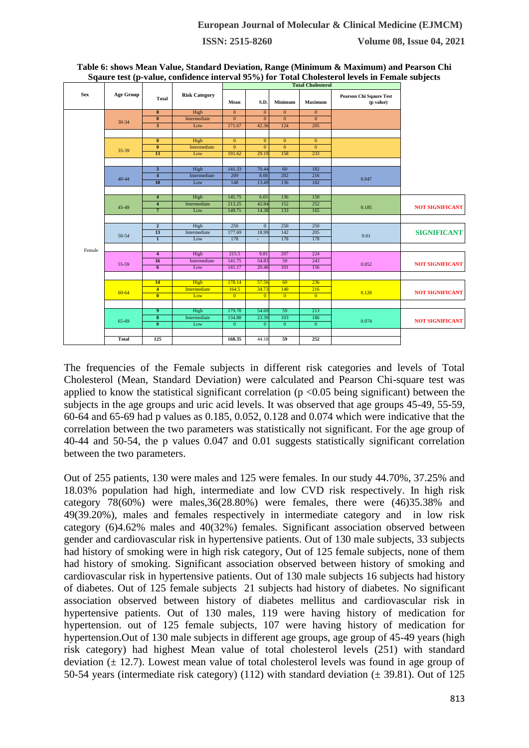**Table 6: shows Mean Value, Standard Deviation, Range (Minimum & Maximum) and Pearson Chi Sqaure test (p-value, confidence interval 95%) for Total Cholesterol levels in Female subjects**

| Sex | Age Group | Total | Risk Category | Total Cholesterol | | | | | |
|---|---|---|---|---|---|---|---|---|---|
| | | | | Mean | S.D. | Minimum | Maximum | Pearson Chi Sqaure Test (p value) | |
| Female | 30-34 | 0 | High | 0 | 0 | 0 | 0 | | |
| | | 0 | Intermediate | 0 | 0 | 0 | 0 | | |
| | | 3 | Low | 171.67 | 42.36 | 124 | 205 | | |
| | 35-39 | 0 | High | 0 | 0 | 0 | 0 | | |
| | | 0 | Intermediate | 0 | 0 | 0 | 0 | | |
| | | 13 | Low | 191.62 | 29.19 | 158 | 233 | | |
| | 40-44 | 3 | High | 141.33 | 70.44 | 60 | 182 | 0.047 | |
| | | 4 | Intermediate | 209 | 8.08 | 202 | 216 | | |
| | | 10 | Low | 148 | 13.49 | 136 | 182 | | |
| | 45-49 | 4 | High | 145.75 | 6.65 | 136 | 150 | 0.185 | NOT SIGNIFICANT |
| | | 4 | Intermediate | 213.25 | 42.84 | 152 | 252 | | |
| | | 7 | Low | 149.71 | 14.38 | 133 | 165 | | |
| | 50-54 | 2 | High | 250 | 0 | 250 | 250 | 0.01 | SIGNIFICANT |
| | | 13 | Intermediate | 177.69 | 18.99 | 142 | 205 | | |
| | | 1 | Low | 178 | - | 178 | 178 | | |
| | 55-59 | 4 | High | 215.5 | 9.81 | 207 | 224 | 0.052 | NOT SIGNIFICANT |
| | | 16 | Intermediate | 141.75 | 54.83 | 59 | 243 | | |
| | | 6 | Low | 141.17 | 20.46 | 101 | 156 | | |
| | 60-64 | 14 | High | 178.14 | 57.56 | 60 | 236 | 0.128 | NOT SIGNIFICANT |
| | | 4 | Intermediate | 164.5 | 34.73 | 140 | 216 | | |
| | | 0 | Low | 0 | 0 | 0 | 0 | | |
| | 65-69 | 9 | High | 179.78 | 54.69 | 59 | 213 | 0.074 | NOT SIGNIFICANT |
| | | 8 | Intermediate | 134.88 | 23.39 | 103 | 186 | | |
| | | 0 | Low | 0 | 0 | 0 | 0 | | |
| | Total | 125 | | 168.35 | 44.18 | 59 | 252 | | |

The frequencies of the Female subjects in different risk categories and levels of Total Cholesterol (Mean, Standard Deviation) were calculated and Pearson Chi-square test was applied to know the statistical significant correlation ($p < 0.05$ being significant) between the subjects in the age groups and uric acid levels. It was observed that age groups 45-49, 55-59, 60-64 and 65-69 had p values as 0.185, 0.052, 0.128 and 0.074 which were indicative that the correlation between the two parameters was statistically not significant. For the age group of 40-44 and 50-54, the p values 0.047 and 0.01 suggests statistically significant correlation between the two parameters.

Out of 255 patients, 130 were males and 125 were females. In our study 44.70%, 37.25% and 18.03% population had high, intermediate and low CVD risk respectively. In high risk category 78(60%) were males,36(28.80%) were females, there were (46)35.38% and 49(39.20%), males and females respectively in intermediate category and in low risk category (6)4.62% males and 40(32%) females. Significant association observed between gender and cardiovascular risk in hypertensive patients. Out of 130 male subjects, 33 subjects had history of smoking were in high risk category, Out of 125 female subjects, none of them had history of smoking. Significant association observed between history of smoking and cardiovascular risk in hypertensive patients. Out of 130 male subjects 16 subjects had history of diabetes. Out of 125 female subjects 21 subjects had history of diabetes. No significant association observed between history of diabetes mellitus and cardiovascular risk in hypertensive patients. Out of 130 males, 119 were having history of medication for hypertension. out of 125 female subjects, 107 were having history of medication for hypertension.Out of 130 male subjects in different age groups, age group of 45-49 years (high risk category) had highest Mean value of total cholesterol levels (251) with standard deviation (± 12.7). Lowest mean value of total cholesterol levels was found in age group of 50-54 years (intermediate risk category) (112) with standard deviation (± 39.81). Out of 125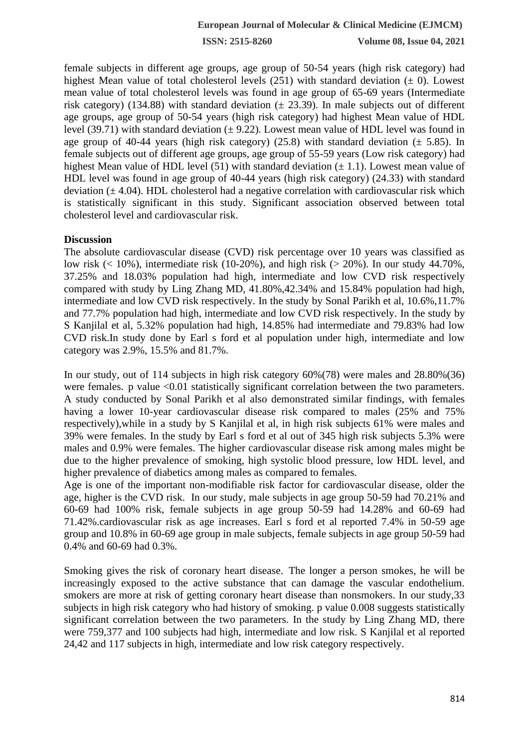female subjects in different age groups, age group of 50-54 years (high risk category) had highest Mean value of total cholesterol levels (251) with standard deviation (± 0). Lowest mean value of total cholesterol levels was found in age group of 65-69 years (Intermediate risk category) (134.88) with standard deviation (± 23.39). In male subjects out of different age groups, age group of 50-54 years (high risk category) had highest Mean value of HDL level (39.71) with standard deviation (± 9.22). Lowest mean value of HDL level was found in age group of 40-44 years (high risk category) (25.8) with standard deviation (± 5.85). In female subjects out of different age groups, age group of 55-59 years (Low risk category) had highest Mean value of HDL level (51) with standard deviation (± 1.1). Lowest mean value of HDL level was found in age group of 40-44 years (high risk category) (24.33) with standard deviation (± 4.04). HDL cholesterol had a negative correlation with cardiovascular risk which is statistically significant in this study. Significant association observed between total cholesterol level and cardiovascular risk.

**Discussion**

The absolute cardiovascular disease (CVD) risk percentage over 10 years was classified as low risk (< 10%), intermediate risk (10-20%), and high risk (> 20%). In our study 44.70%, 37.25% and 18.03% population had high, intermediate and low CVD risk respectively compared with study by Ling Zhang MD, 41.80%,42.34% and 15.84% population had high, intermediate and low CVD risk respectively. In the study by Sonal Parikh et al, 10.6%,11.7% and 77.7% population had high, intermediate and low CVD risk respectively. In the study by S Kanjilal et al, 5.32% population had high, 14.85% had intermediate and 79.83% had low CVD risk.In study done by Earl s ford et al population under high, intermediate and low category was 2.9%, 15.5% and 81.7%.

In our study, out of 114 subjects in high risk category 60%(78) were males and 28.80%(36) were females. p value <0.01 statistically significant correlation between the two parameters. A study conducted by Sonal Parikh et al also demonstrated similar findings, with females having a lower 10-year cardiovascular disease risk compared to males (25% and 75% respectively),while in a study by S Kanjilal et al, in high risk subjects 61% were males and 39% were females. In the study by Earl s ford et al out of 345 high risk subjects 5.3% were males and 0.9% were females. The higher cardiovascular disease risk among males might be due to the higher prevalence of smoking, high systolic blood pressure, low HDL level, and higher prevalence of diabetics among males as compared to females.

Age is one of the important non-modifiable risk factor for cardiovascular disease, older the age, higher is the CVD risk. In our study, male subjects in age group 50-59 had 70.21% and 60-69 had 100% risk, female subjects in age group 50-59 had 14.28% and 60-69 had 71.42%.cardiovascular risk as age increases. Earl s ford et al reported 7.4% in 50-59 age group and 10.8% in 60-69 age group in male subjects, female subjects in age group 50-59 had 0.4% and 60-69 had 0.3%.

Smoking gives the risk of coronary heart disease. The longer a person smokes, he will be increasingly exposed to the active substance that can damage the vascular endothelium. smokers are more at risk of getting coronary heart disease than nonsmokers. In our study,33 subjects in high risk category who had history of smoking. p value 0.008 suggests statistically significant correlation between the two parameters. In the study by Ling Zhang MD, there were 759,377 and 100 subjects had high, intermediate and low risk. S Kanjilal et al reported 24,42 and 117 subjects in high, intermediate and low risk category respectively.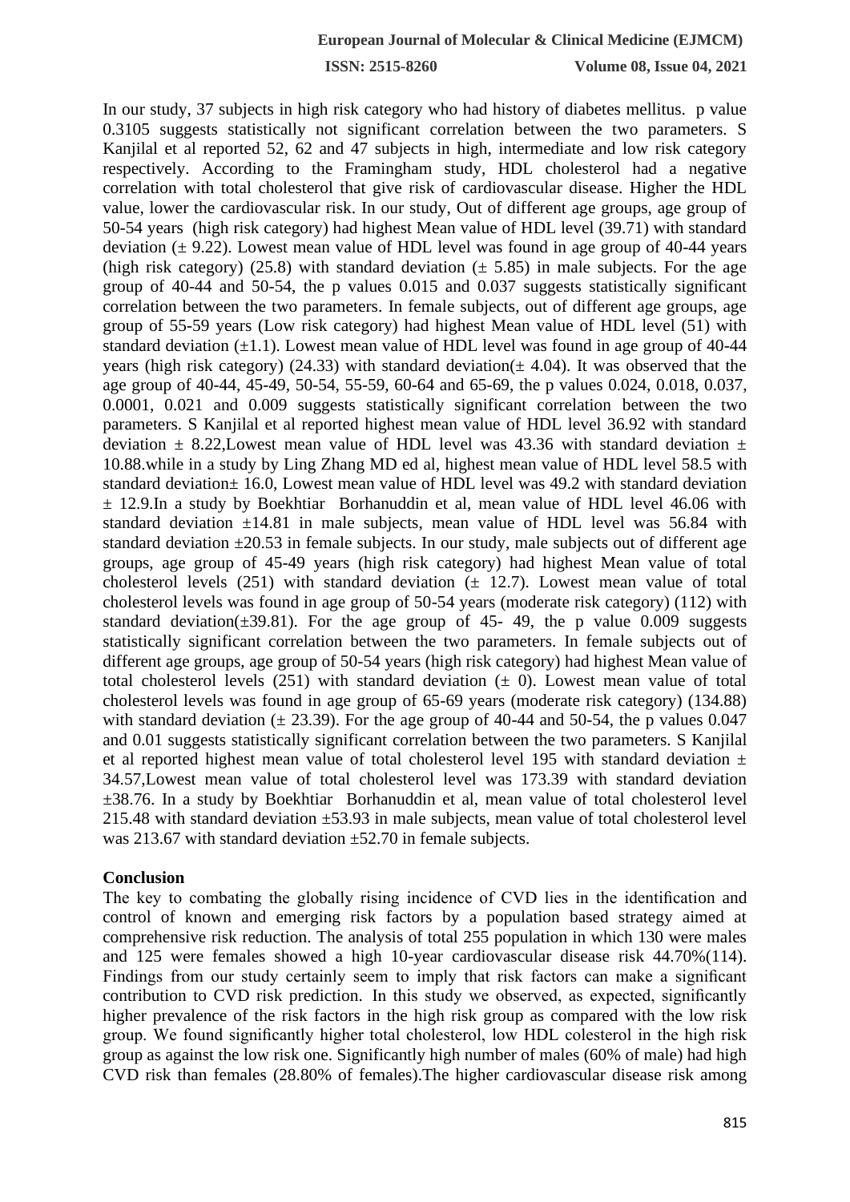In our study, 37 subjects in high risk category who had history of diabetes mellitus. p value 0.3105 suggests statistically not significant correlation between the two parameters. S Kanjilal et al reported 52, 62 and 47 subjects in high, intermediate and low risk category respectively. According to the Framingham study, HDL cholesterol had a negative correlation with total cholesterol that give risk of cardiovascular disease. Higher the HDL value, lower the cardiovascular risk. In our study, Out of different age groups, age group of 50-54 years (high risk category) had highest Mean value of HDL level (39.71) with standard deviation (± 9.22). Lowest mean value of HDL level was found in age group of 40-44 years (high risk category) (25.8) with standard deviation (± 5.85) in male subjects. For the age group of 40-44 and 50-54, the p values 0.015 and 0.037 suggests statistically significant correlation between the two parameters. In female subjects, out of different age groups, age group of 55-59 years (Low risk category) had highest Mean value of HDL level (51) with standard deviation (±1.1). Lowest mean value of HDL level was found in age group of 40-44 years (high risk category) (24.33) with standard deviation(± 4.04). It was observed that the age group of 40-44, 45-49, 50-54, 55-59, 60-64 and 65-69, the p values 0.024, 0.018, 0.037, 0.0001, 0.021 and 0.009 suggests statistically significant correlation between the two parameters. S Kanjilal et al reported highest mean value of HDL level 36.92 with standard deviation ± 8.22,Lowest mean value of HDL level was 43.36 with standard deviation ± 10.88.while in a study by Ling Zhang MD ed al, highest mean value of HDL level 58.5 with standard deviation± 16.0, Lowest mean value of HDL level was 49.2 with standard deviation ± 12.9.In a study by Boekhtiar Borhanuddin et al, mean value of HDL level 46.06 with standard deviation ±14.81 in male subjects, mean value of HDL level was 56.84 with standard deviation ±20.53 in female subjects. In our study, male subjects out of different age groups, age group of 45-49 years (high risk category) had highest Mean value of total cholesterol levels (251) with standard deviation (± 12.7). Lowest mean value of total cholesterol levels was found in age group of 50-54 years (moderate risk category) (112) with standard deviation(±39.81). For the age group of 45- 49, the p value 0.009 suggests statistically significant correlation between the two parameters. In female subjects out of different age groups, age group of 50-54 years (high risk category) had highest Mean value of total cholesterol levels (251) with standard deviation (± 0). Lowest mean value of total cholesterol levels was found in age group of 65-69 years (moderate risk category) (134.88) with standard deviation (± 23.39). For the age group of 40-44 and 50-54, the p values 0.047 and 0.01 suggests statistically significant correlation between the two parameters. S Kanjilal et al reported highest mean value of total cholesterol level 195 with standard deviation ± 34.57,Lowest mean value of total cholesterol level was 173.39 with standard deviation ±38.76. In a study by Boekhtiar Borhanuddin et al, mean value of total cholesterol level 215.48 with standard deviation ±53.93 in male subjects, mean value of total cholesterol level was 213.67 with standard deviation ±52.70 in female subjects.

## Conclusion

The key to combating the globally rising incidence of CVD lies in the identification and control of known and emerging risk factors by a population based strategy aimed at comprehensive risk reduction. The analysis of total 255 population in which 130 were males and 125 were females showed a high 10-year cardiovascular disease risk 44.70%(114). Findings from our study certainly seem to imply that risk factors can make a significant contribution to CVD risk prediction. In this study we observed, as expected, significantly higher prevalence of the risk factors in the high risk group as compared with the low risk group. We found significantly higher total cholesterol, low HDL colesterol in the high risk group as against the low risk one. Significantly high number of males (60% of male) had high CVD risk than females (28.80% of females).The higher cardiovascular disease risk among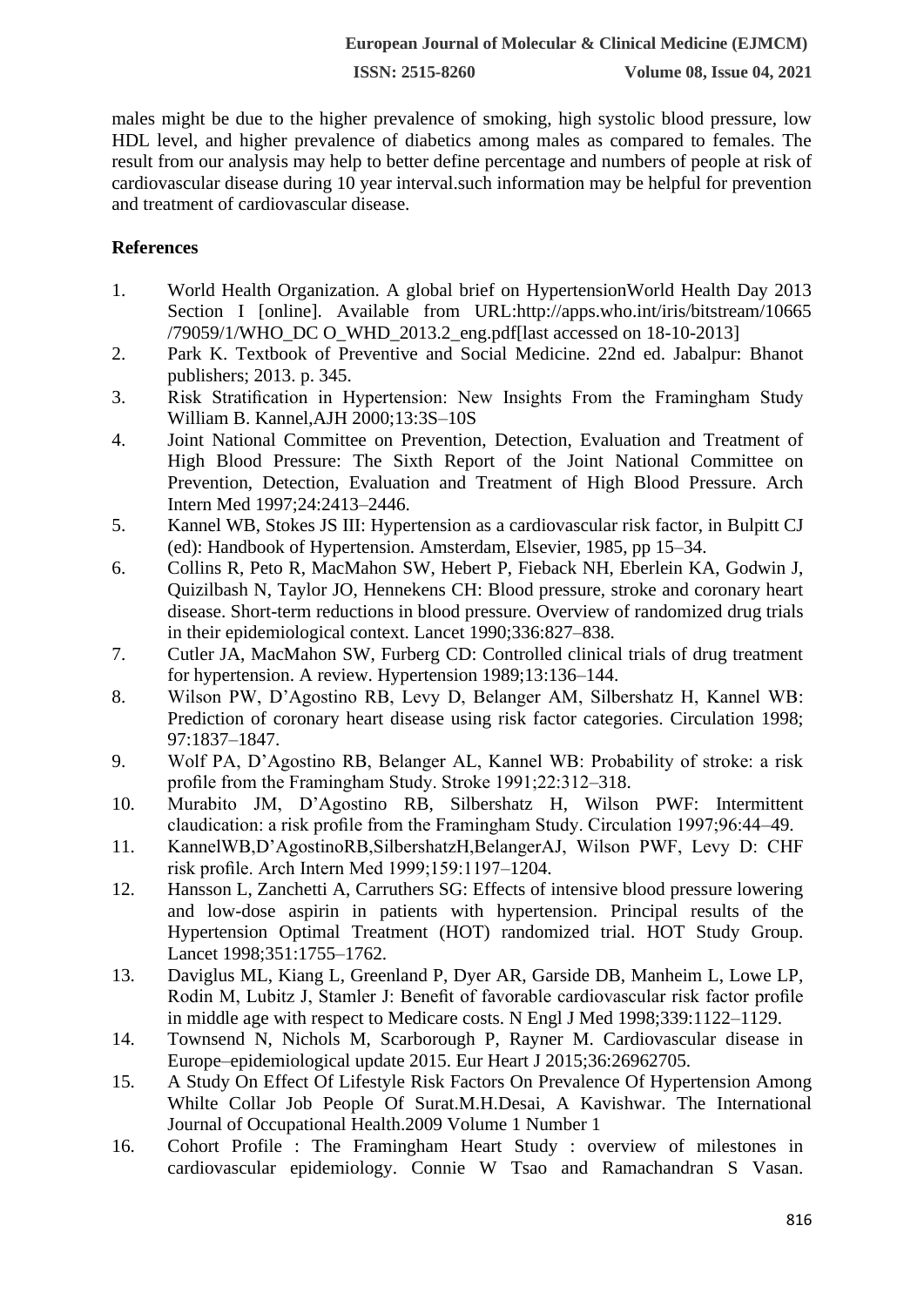males might be due to the higher prevalence of smoking, high systolic blood pressure, low HDL level, and higher prevalence of diabetics among males as compared to females. The result from our analysis may help to better define percentage and numbers of people at risk of cardiovascular disease during 10 year interval.such information may be helpful for prevention and treatment of cardiovascular disease.

## References

1. World Health Organization. A global brief on HypertensionWorld Health Day 2013 Section I [online]. Available from URL:http://apps.who.int/iris/bitstream/10665/79059/1/WHO_DC O_WHD_2013.2_eng.pdf[last accessed on 18-10-2013]
2. Park K. Textbook of Preventive and Social Medicine. 22nd ed. Jabalpur: Bhanot publishers; 2013. p. 345.
3. Risk Stratification in Hypertension: New Insights From the Framingham Study William B. Kannel,AJH 2000;13:3S–10S
4. Joint National Committee on Prevention, Detection, Evaluation and Treatment of High Blood Pressure: The Sixth Report of the Joint National Committee on Prevention, Detection, Evaluation and Treatment of High Blood Pressure. Arch Intern Med 1997;24:2413–2446.
5. Kannel WB, Stokes JS III: Hypertension as a cardiovascular risk factor, in Bulpitt CJ (ed): Handbook of Hypertension. Amsterdam, Elsevier, 1985, pp 15–34.
6. Collins R, Peto R, MacMahon SW, Hebert P, Fieback NH, Eberlein KA, Godwin J, Quizilbash N, Taylor JO, Hennekens CH: Blood pressure, stroke and coronary heart disease. Short-term reductions in blood pressure. Overview of randomized drug trials in their epidemiological context. Lancet 1990;336:827–838.
7. Cutler JA, MacMahon SW, Furberg CD: Controlled clinical trials of drug treatment for hypertension. A review. Hypertension 1989;13:136–144.
8. Wilson PW, D'Agostino RB, Levy D, Belanger AM, Silbershatz H, Kannel WB: Prediction of coronary heart disease using risk factor categories. Circulation 1998; 97:1837–1847.
9. Wolf PA, D'Agostino RB, Belanger AL, Kannel WB: Probability of stroke: a risk profile from the Framingham Study. Stroke 1991;22:312–318.
10. Murabito JM, D'Agostino RB, Silbershatz H, Wilson PWF: Intermittent claudication: a risk profile from the Framingham Study. Circulation 1997;96:44–49.
11. KannelWB,D'AgostinoRB,SilbershatzH,BelangerAJ, Wilson PWF, Levy D: CHF risk profile. Arch Intern Med 1999;159:1197–1204.
12. Hansson L, Zanchetti A, Carruthers SG: Effects of intensive blood pressure lowering and low-dose aspirin in patients with hypertension. Principal results of the Hypertension Optimal Treatment (HOT) randomized trial. HOT Study Group. Lancet 1998;351:1755–1762.
13. Daviglus ML, Kiang L, Greenland P, Dyer AR, Garside DB, Manheim L, Lowe LP, Rodin M, Lubitz J, Stamler J: Benefit of favorable cardiovascular risk factor profile in middle age with respect to Medicare costs. N Engl J Med 1998;339:1122–1129.
14. Townsend N, Nichols M, Scarborough P, Rayner M. Cardiovascular disease in Europe–epidemiological update 2015. Eur Heart J 2015;36:26962705.
15. A Study On Effect Of Lifestyle Risk Factors On Prevalence Of Hypertension Among Whilte Collar Job People Of Surat.M.H.Desai, A Kavishwar. The International Journal of Occupational Health.2009 Volume 1 Number 1
16. Cohort Profile : The Framingham Heart Study : overview of milestones in cardiovascular epidemiology. Connie W Tsao and Ramachandran S Vasan.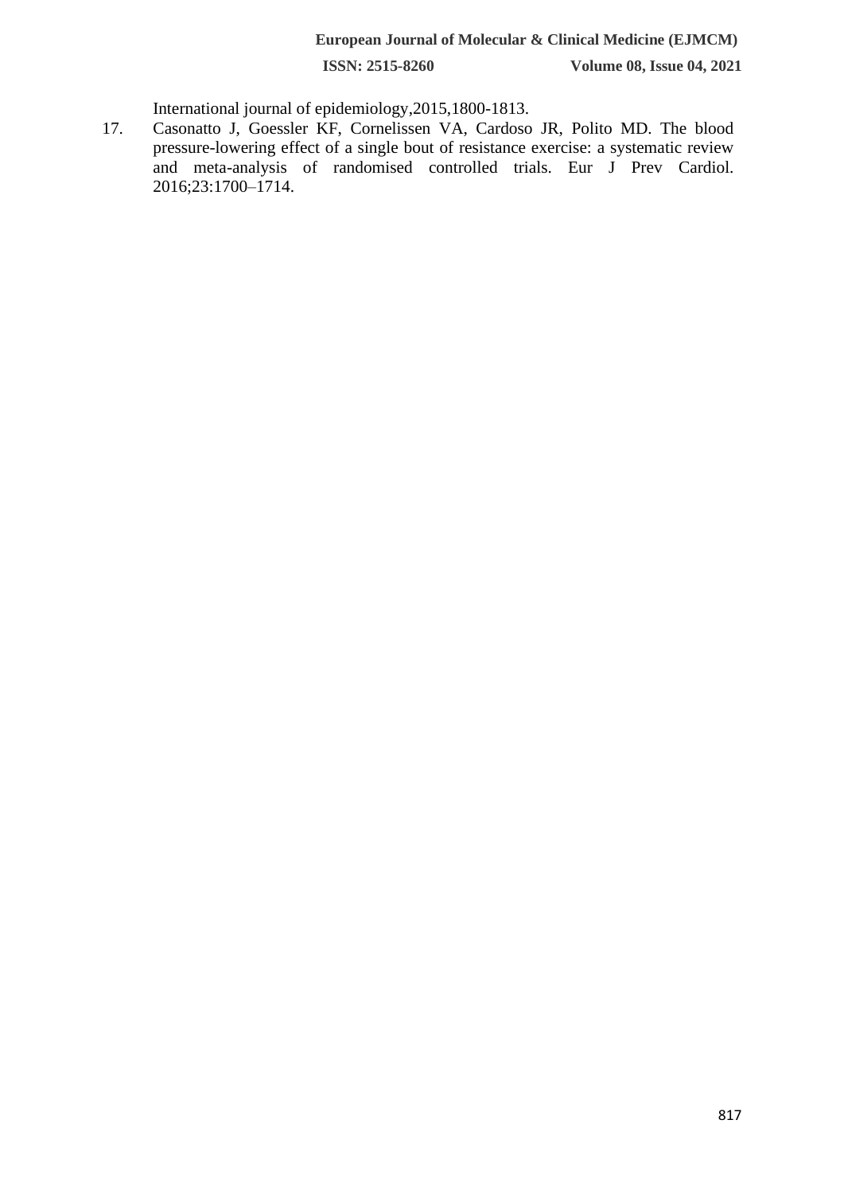International journal of epidemiology,2015,1800-1813.

17. Casonatto J, Goessler KF, Cornelissen VA, Cardoso JR, Polito MD. The blood pressure-lowering effect of a single bout of resistance exercise: a systematic review and meta-analysis of randomised controlled trials. Eur J Prev Cardiol. 2016;23:1700–1714.